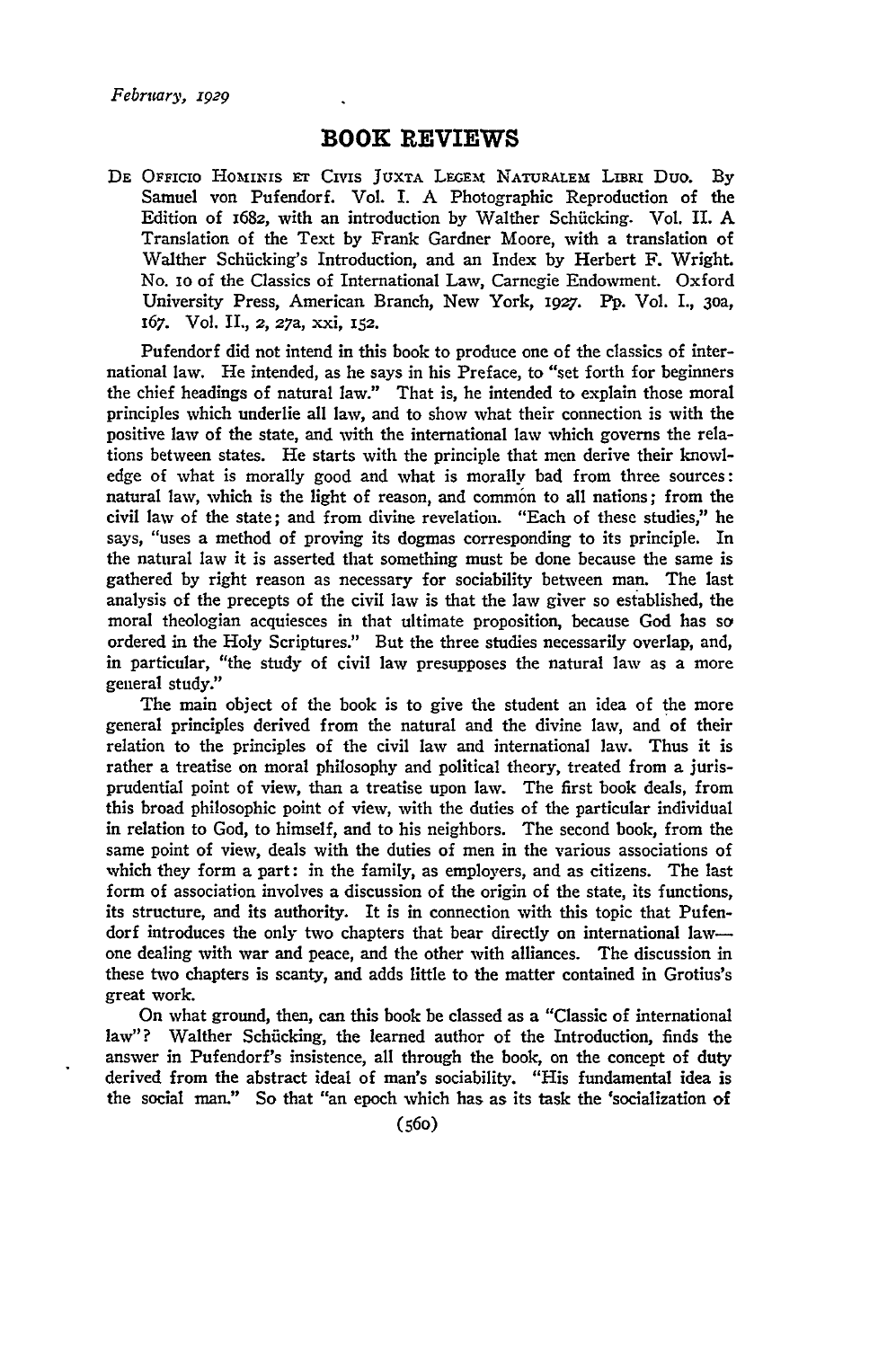## BOOK REVIEWS

De Officio Hominis et Civis Juxta Legem Naturalem Libri Duo. By Samuel von Pufendorf. Vol. I. A Photographic Reproduction of the Edition of 1682, with an introduction by Walther Schücking. Vol. II. A Translation of the Text by Frank Gardner Moore, with a translation of Walther Schücking's Introduction, and an Index by Herbert F. Wright. No. 10 of the Classics of International Law, Carnegie Endowment. Oxford University Press, American Branch, New York, 1927. Pp. Vol. I., 30a, 167. Vol. II., 2, 27a, xxi, 152.

Pufendorf did not intend in this book to produce one of the classics of international law. He intended, as he says in his Preface, to "set forth for beginners the chief headings of natural law." That is, he intended to explain those moral principles which underlie all law, and to show what their connection is with the positive law of the state, and with the international law which governs the relations between states. He starts with the principle that men derive their knowledge of what is morally good and what is morally bad from three sources: natural law, which is the light of reason, and common to all nations; from the civil law of the state; and from divine revelation. "Each of these studies," he says, "uses a method of proving its dogmas corresponding to its principle. In the natural law it is asserted that something must be done because the same is gathered by right reason as necessary for sociability between man. The last analysis of the precepts of the civil law is that the law giver so established, the moral theologian acquiesces in that ultimate proposition, because God has so ordered in the Holy Scriptures." But the three studies necessarily overlap, and, in particular, "the study of civil law presupposes the natural law as a more general study."

The main object of the book is to give the student an idea of the more general principles derived from the natural and the divine law, and of their relation to the principles of the civil law and international law. Thus it is rather a treatise on moral philosophy and political theory, treated from a jurisprudential point of view, than a treatise upon law. The first book deals, from this broad philosophic point of view, with the duties of the particular individual in relation to God, to himself, and to his neighbors. The second book, from the same point of view, deals with the duties of men in the various associations of which they form a part: in the family, as employers, and as citizens. The last form of association involves a discussion of the origin of the state, its functions, its structure, and its authority. It is in connection with this topic that Pufendorf introduces the only two chapters that bear directly on international law—one dealing with war and peace, and the other with alliances. The discussion in these two chapters is scanty, and adds little to the matter contained in Grotius's great work.

On what ground, then, can this book be classed as a "Classic of international law"? Walther Schücking, the learned author of the Introduction, finds the answer in Pufendorf's insistence, all through the book, on the concept of duty derived from the abstract ideal of man's sociability. "His fundamental idea is the social man." So that "an epoch which has as its task the 'socialization of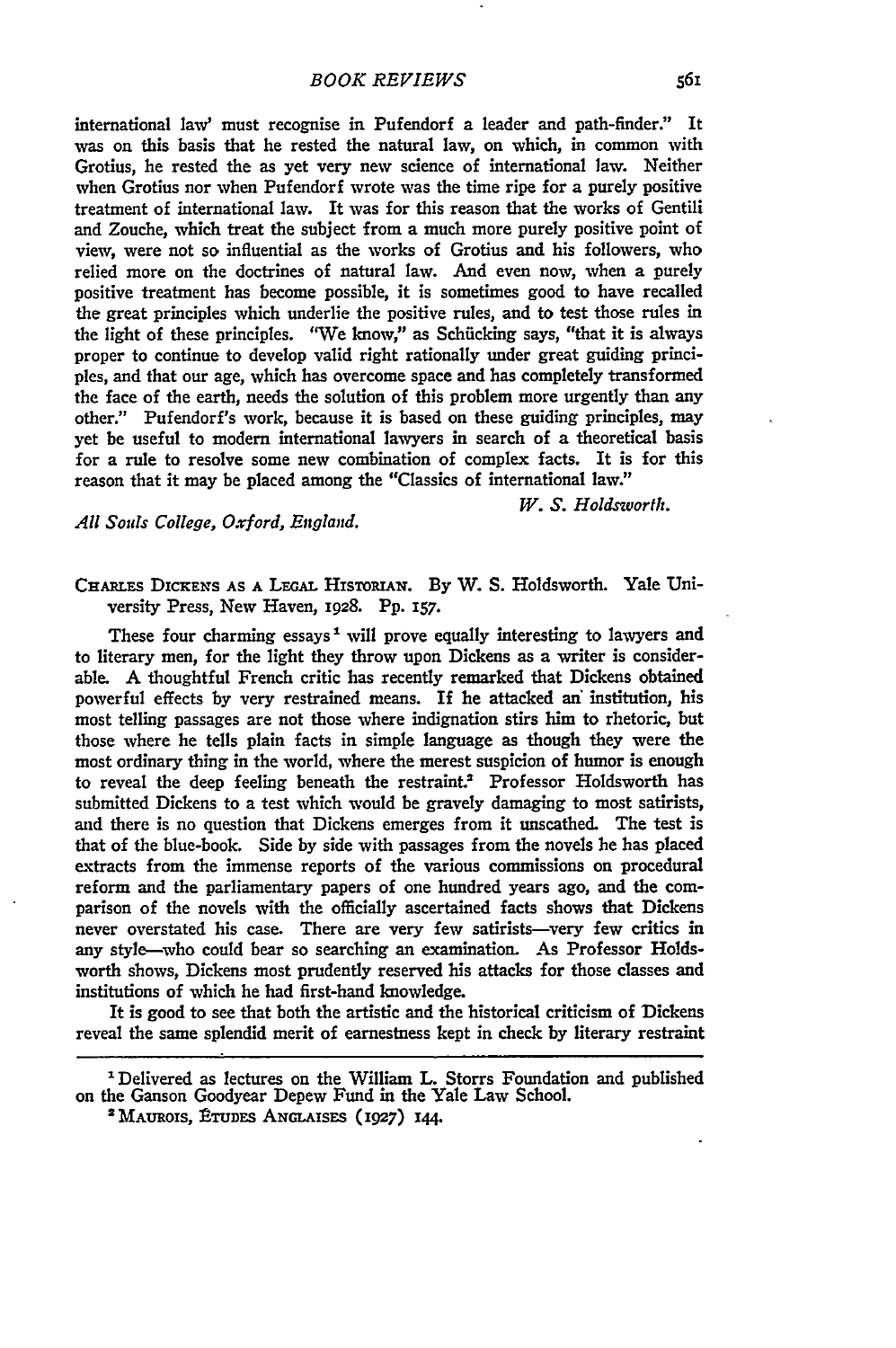international law' must recognise in Pufendorf a leader and path-finder." It was on this basis that he rested the natural law, on which, in common with Grotius, he rested the as yet very new science of international law. Neither when Grotius nor when Pufendorf wrote was the time ripe for a purely positive treatment of international law. It was for this reason that the works of Gentili and Zouche, which treat the subject from a much more purely positive point of view, were not so influential as the works of Grotius and his followers, who relied more on the doctrines of natural law. And even now, when a purely positive treatment has become possible, it is sometimes good to have recalled the great principles which underlie the positive rules, and to test those rules in the light of these principles. "We know," as Schücking says, "that it is always proper to continue to develop valid right rationally under great guiding principles, and that our age, which has overcome space and has completely transformed the face of the earth, needs the solution of this problem more urgently than any other." Pufendorf's work, because it is based on these guiding principles, may yet be useful to modern international lawyers in search of a theoretical basis for a rule to resolve some new combination of complex facts. It is for this reason that it may be placed among the "Classics of international law."

*W. S. Holdsworth.*

*All Souls College, Oxford, England.*

CHARLES DICKENS AS A LEGAL HISTORIAN. By W. S. Holdsworth. Yale University Press, New Haven, 1928. Pp. 157.

These four charming essays[1] will prove equally interesting to lawyers and to literary men, for the light they throw upon Dickens as a writer is considerable. A thoughtful French critic has recently remarked that Dickens obtained powerful effects by very restrained means. If he attacked an institution, his most telling passages are not those where indignation stirs him to rhetoric, but those where he tells plain facts in simple language as though they were the most ordinary thing in the world, where the merest suspicion of humor is enough to reveal the deep feeling beneath the restraint.[2] Professor Holdsworth has submitted Dickens to a test which would be gravely damaging to most satirists, and there is no question that Dickens emerges from it unscathed. The test is that of the blue-book. Side by side with passages from the novels he has placed extracts from the immense reports of the various commissions on procedural reform and the parliamentary papers of one hundred years ago, and the comparison of the novels with the officially ascertained facts shows that Dickens never overstated his case. There are very few satirists—very few critics in any style—who could bear so searching an examination. As Professor Holdsworth shows, Dickens most prudently reserved his attacks for those classes and institutions of which he had first-hand knowledge.

It is good to see that both the artistic and the historical criticism of Dickens reveal the same splendid merit of earnestness kept in check by literary restraint

---

[1] Delivered as lectures on the William L. Storrs Foundation and published on the Ganson Goodyear Depew Fund in the Yale Law School.

[2] MAUROIS, ÉTUDES ANGLAISES (1927) 144.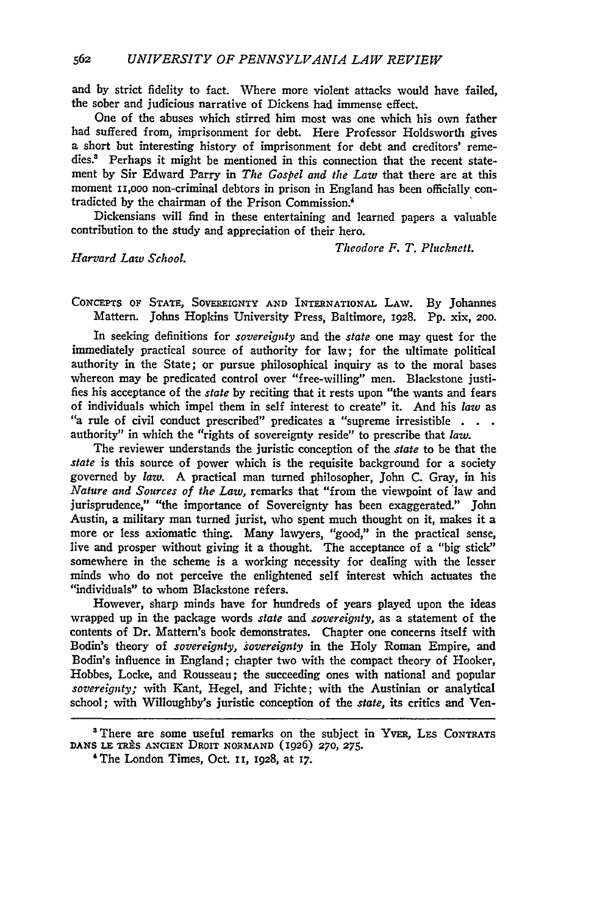and by strict fidelity to fact. Where more violent attacks would have failed, the sober and judicious narrative of Dickens had immense effect.

One of the abuses which stirred him most was one which his own father had suffered from, imprisonment for debt. Here Professor Holdsworth gives a short but interesting history of imprisonment for debt and creditors' remedies.[3] Perhaps it might be mentioned in this connection that the recent statement by Sir Edward Parry in *The Gospel and the Law* that there are at this moment 11,000 non-criminal debtors in prison in England has been officially contradicted by the chairman of the Prison Commission.[4]

Dickensians will find in these entertaining and learned papers a valuable contribution to the study and appreciation of their hero.

*Theodore F. T. Plucknett.*

*Harvard Law School.*

CONCEPTS OF STATE, SOVEREIGNTY AND INTERNATIONAL LAW. By Johannes Mattern. Johns Hopkins University Press, Baltimore, 1928. Pp. xix, 200.

In seeking definitions for *sovereignty* and the *state* one may quest for the immediately practical source of authority for law; for the ultimate political authority in the State; or pursue philosophical inquiry as to the moral bases whereon may be predicated control over "free-willing" men. Blackstone justifies his acceptance of the *state* by reciting that it rests upon "the wants and fears of individuals which impel them in self interest to create" it. And his *law* as "a rule of civil conduct prescribed" predicates a "supreme irresistible . . . authority" in which the "rights of sovereignty reside" to prescribe that *law*.

The reviewer understands the juristic conception of the *state* to be that the *state* is this source of power which is the requisite background for a society governed by *law*. A practical man turned philosopher, John C. Gray, in his *Nature and Sources of the Law*, remarks that "from the viewpoint of law and jurisprudence," "the importance of Sovereignty has been exaggerated." John Austin, a military man turned jurist, who spent much thought on it, makes it a more or less axiomatic thing. Many lawyers, "good," in the practical sense, live and prosper without giving it a thought. The acceptance of a "big stick" somewhere in the scheme is a working necessity for dealing with the lesser minds who do not perceive the enlightened self interest which actuates the "individuals" to whom Blackstone refers.

However, sharp minds have for hundreds of years played upon the ideas wrapped up in the package words *state* and *sovereignty*, as a statement of the contents of Dr. Mattern's book demonstrates. Chapter one concerns itself with Bodin's theory of *sovereignty*, *sovereignty* in the Holy Roman Empire, and Bodin's influence in England; chapter two with the compact theory of Hooker, Hobbes, Locke, and Rousseau; the succeeding ones with national and popular *sovereignty;* with Kant, Hegel, and Fichte; with the Austinian or analytical school; with Willoughby's juristic conception of the *state*, its critics and Ven-

---

[3] There are some useful remarks on the subject in YVER, LES CONTRATS DANS LE TRÈS ANCIEN DROIT NORMAND (1926) 270, 275.

[4] The London Times, Oct. 11, 1928, at 17.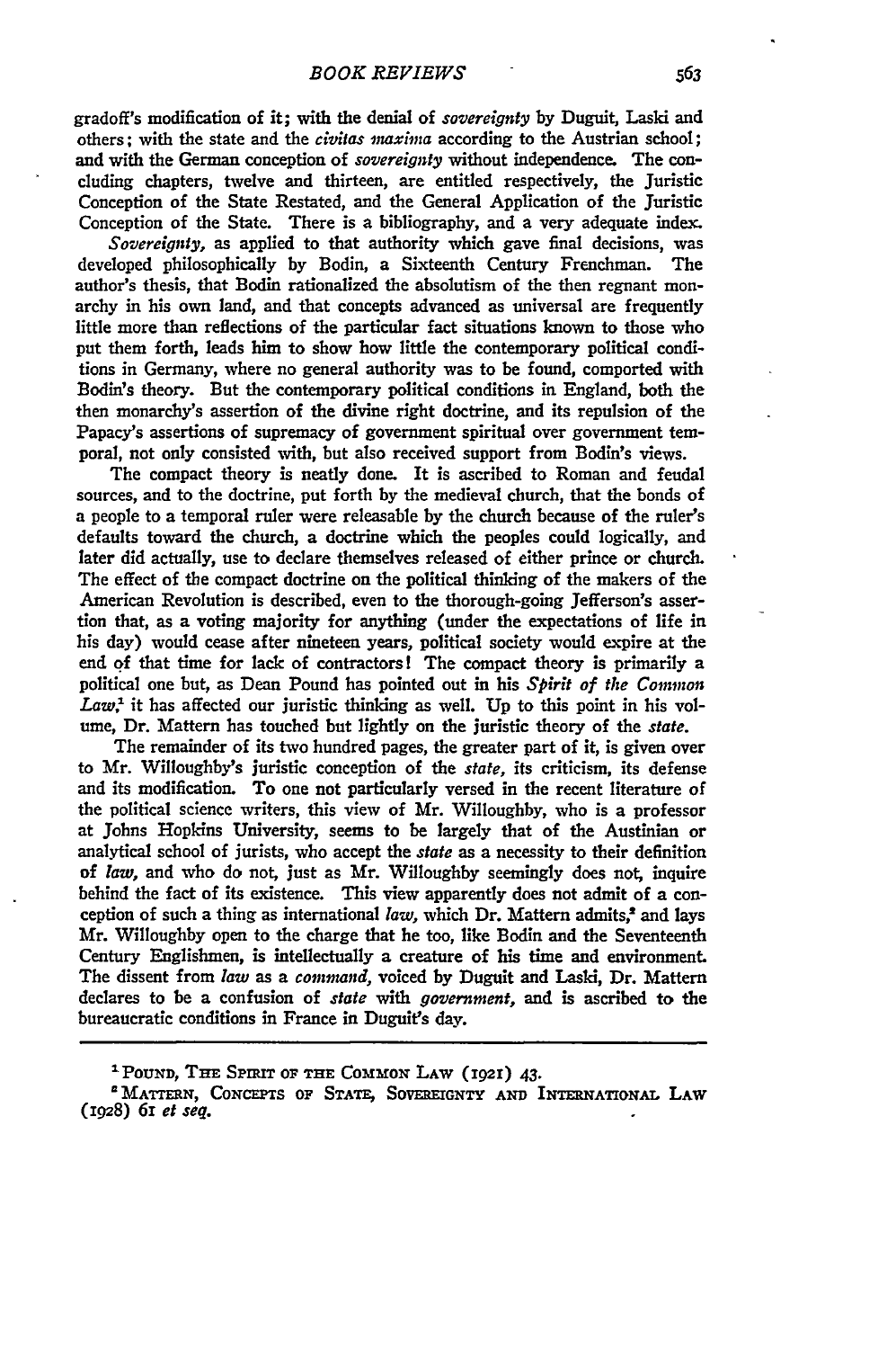gradoff's modification of it; with the denial of *sovereignty* by Duguit, Laski and others; with the state and the *civitas maxima* according to the Austrian school; and with the German conception of *sovereignty* without independence. The concluding chapters, twelve and thirteen, are entitled respectively, the Juristic Conception of the State Restated, and the General Application of the Juristic Conception of the State. There is a bibliography, and a very adequate index.

*Sovereignty*, as applied to that authority which gave final decisions, was developed philosophically by Bodin, a Sixteenth Century Frenchman. The author's thesis, that Bodin rationalized the absolutism of the then regnant monarchy in his own land, and that concepts advanced as universal are frequently little more than reflections of the particular fact situations known to those who put them forth, leads him to show how little the contemporary political conditions in Germany, where no general authority was to be found, comported with Bodin's theory. But the contemporary political conditions in England, both the then monarchy's assertion of the divine right doctrine, and its repulsion of the Papacy's assertions of supremacy of government spiritual over government temporal, not only consisted with, but also received support from Bodin's views.

The compact theory is neatly done. It is ascribed to Roman and feudal sources, and to the doctrine, put forth by the medieval church, that the bonds of a people to a temporal ruler were releasable by the church because of the ruler's defaults toward the church, a doctrine which the peoples could logically, and later did actually, use to declare themselves released of either prince or church. The effect of the compact doctrine on the political thinking of the makers of the American Revolution is described, even to the thorough-going Jefferson's assertion that, as a voting majority for anything (under the expectations of life in his day) would cease after nineteen years, political society would expire at the end of that time for lack of contractors! The compact theory is primarily a political one but, as Dean Pound has pointed out in his *Spirit of the Common Law*,[1] it has affected our juristic thinking as well. Up to this point in his volume, Dr. Mattern has touched but lightly on the juristic theory of the *state*.

The remainder of its two hundred pages, the greater part of it, is given over to Mr. Willoughby's juristic conception of the *state*, its criticism, its defense and its modification. To one not particularly versed in the recent literature of the political science writers, this view of Mr. Willoughby, who is a professor at Johns Hopkins University, seems to be largely that of the Austinian or analytical school of jurists, who accept the *state* as a necessity to their definition of *law*, and who do not, just as Mr. Willoughby seemingly does not, inquire behind the fact of its existence. This view apparently does not admit of a conception of such a thing as international *law*, which Dr. Mattern admits,[2] and lays Mr. Willoughby open to the charge that he too, like Bodin and the Seventeenth Century Englishmen, is intellectually a creature of his time and environment. The dissent from *law* as a *command*, voiced by Duguit and Laski, Dr. Mattern declares to be a confusion of *state* with *government*, and is ascribed to the bureaucratic conditions in France in Duguit's day.

---

[1] Pound, The Spirit of the Common Law (1921) 43.

[2] Mattern, Concepts of State, Sovereignty and International Law (1928) 61 *et seq.*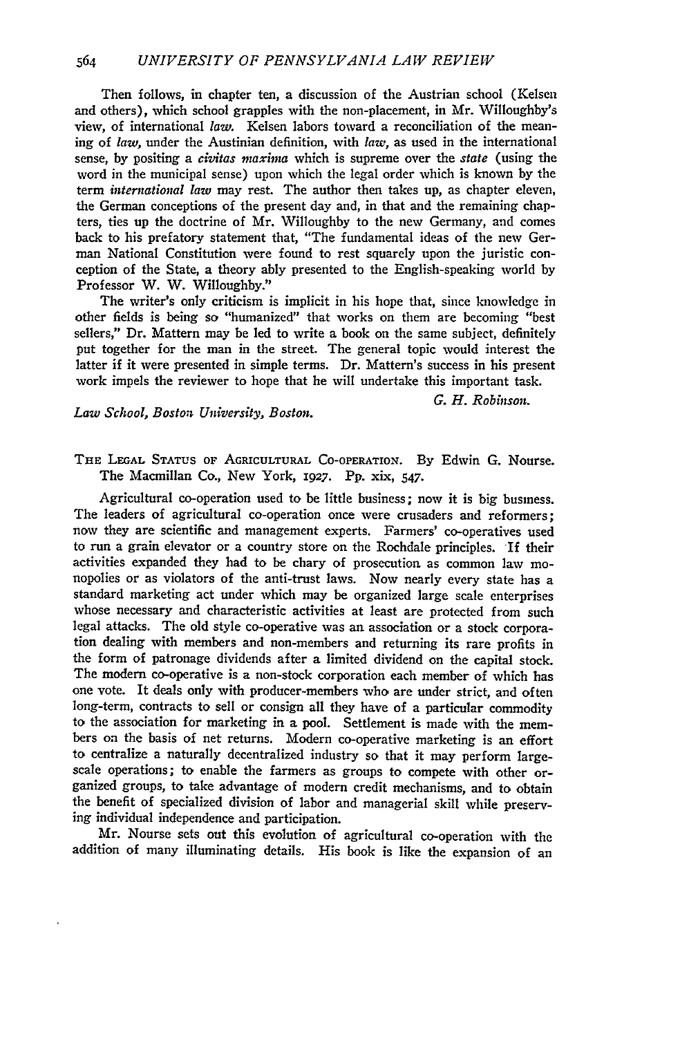Then follows, in chapter ten, a discussion of the Austrian school (Kelsen and others), which school grapples with the non-placement, in Mr. Willoughby's view, of international *law.* Kelsen labors toward a reconciliation of the meaning of *law,* under the Austinian definition, with *law,* as used in the international sense, by positing a *civitas maxima* which is supreme over the *state* (using the word in the municipal sense) upon which the legal order which is known by the term *international law* may rest. The author then takes up, as chapter eleven, the German conceptions of the present day and, in that and the remaining chapters, ties up the doctrine of Mr. Willoughby to the new Germany, and comes back to his prefatory statement that, "The fundamental ideas of the new German National Constitution were found to rest squarely upon the juristic conception of the State, a theory ably presented to the English-speaking world by Professor W. W. Willoughby."

The writer's only criticism is implicit in his hope that, since knowledge in other fields is being so "humanized" that works on them are becoming "best sellers," Dr. Mattern may be led to write a book on the same subject, definitely put together for the man in the street. The general topic would interest the latter if it were presented in simple terms. Dr. Mattern's success in his present work impels the reviewer to hope that he will undertake this important task.

G. H. Robinson.

*Law School, Boston University, Boston.*

THE LEGAL STATUS OF AGRICULTURAL CO-OPERATION. By Edwin G. Nourse. The Macmillan Co., New York, 1927. Pp. xix, 547.

Agricultural co-operation used to be little business; now it is big business. The leaders of agricultural co-operation once were crusaders and reformers; now they are scientific and management experts. Farmers' co-operatives used to run a grain elevator or a country store on the Rochdale principles. If their activities expanded they had to be chary of prosecution as common law monopolies or as violators of the anti-trust laws. Now nearly every state has a standard marketing act under which may be organized large scale enterprises whose necessary and characteristic activities at least are protected from such legal attacks. The old style co-operative was an association or a stock corporation dealing with members and non-members and returning its rare profits in the form of patronage dividends after a limited dividend on the capital stock. The modern co-operative is a non-stock corporation each member of which has one vote. It deals only with producer-members who are under strict, and often long-term, contracts to sell or consign all they have of a particular commodity to the association for marketing in a pool. Settlement is made with the members on the basis of net returns. Modern co-operative marketing is an effort to centralize a naturally decentralized industry so that it may perform large-scale operations; to enable the farmers as groups to compete with other organized groups, to take advantage of modern credit mechanisms, and to obtain the benefit of specialized division of labor and managerial skill while preserving individual independence and participation.

Mr. Nourse sets out this evolution of agricultural co-operation with the addition of many illuminating details. His book is like the expansion of an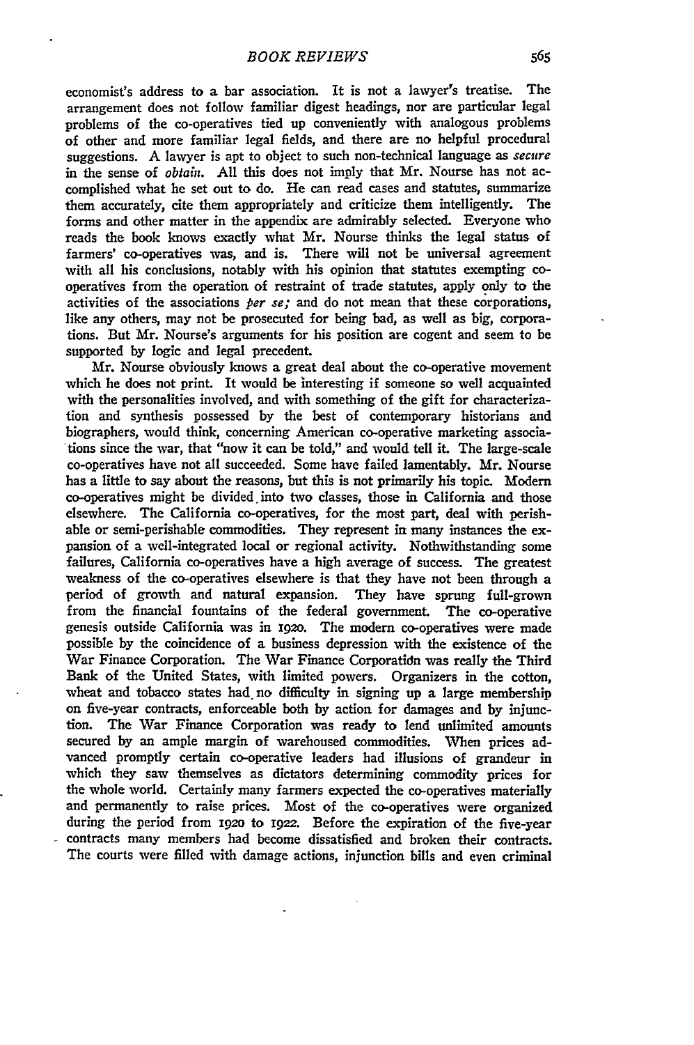economist's address to a bar association. It is not a lawyer's treatise. The arrangement does not follow familiar digest headings, nor are particular legal problems of the co-operatives tied up conveniently with analogous problems of other and more familiar legal fields, and there are no helpful procedural suggestions. A lawyer is apt to object to such non-technical language as *secure* in the sense of *obtain*. All this does not imply that Mr. Nourse has not accomplished what he set out to do. He can read cases and statutes, summarize them accurately, cite them appropriately and criticize them intelligently. The forms and other matter in the appendix are admirably selected. Everyone who reads the book knows exactly what Mr. Nourse thinks the legal status of farmers' co-operatives was, and is. There will not be universal agreement with all his conclusions, notably with his opinion that statutes exempting co-operatives from the operation of restraint of trade statutes, apply only to the activities of the associations *per se;* and do not mean that these corporations, like any others, may not be prosecuted for being bad, as well as big, corporations. But Mr. Nourse's arguments for his position are cogent and seem to be supported by logic and legal precedent.

Mr. Nourse obviously knows a great deal about the co-operative movement which he does not print. It would be interesting if someone so well acquainted with the personalities involved, and with something of the gift for characterization and synthesis possessed by the best of contemporary historians and biographers, would think, concerning American co-operative marketing associations since the war, that "now it can be told," and would tell it. The large-scale co-operatives have not all succeeded. Some have failed lamentably. Mr. Nourse has a little to say about the reasons, but this is not primarily his topic. Modern co-operatives might be divided into two classes, those in California and those elsewhere. The California co-operatives, for the most part, deal with perishable or semi-perishable commodities. They represent in many instances the expansion of a well-integrated local or regional activity. Nothwithstanding some failures, California co-operatives have a high average of success. The greatest weakness of the co-operatives elsewhere is that they have not been through a period of growth and natural expansion. They have sprung full-grown from the financial fountains of the federal government. The co-operative genesis outside California was in 1920. The modern co-operatives were made possible by the coincidence of a business depression with the existence of the War Finance Corporation. The War Finance Corporation was really the Third Bank of the United States, with limited powers. Organizers in the cotton, wheat and tobacco states had no difficulty in signing up a large membership on five-year contracts, enforceable both by action for damages and by injunction. The War Finance Corporation was ready to lend unlimited amounts secured by an ample margin of warehoused commodities. When prices advanced promptly certain co-operative leaders had illusions of grandeur in which they saw themselves as dictators determining commodity prices for the whole world. Certainly many farmers expected the co-operatives materially and permanently to raise prices. Most of the co-operatives were organized during the period from 1920 to 1922. Before the expiration of the five-year contracts many members had become dissatisfied and broken their contracts. The courts were filled with damage actions, injunction bills and even criminal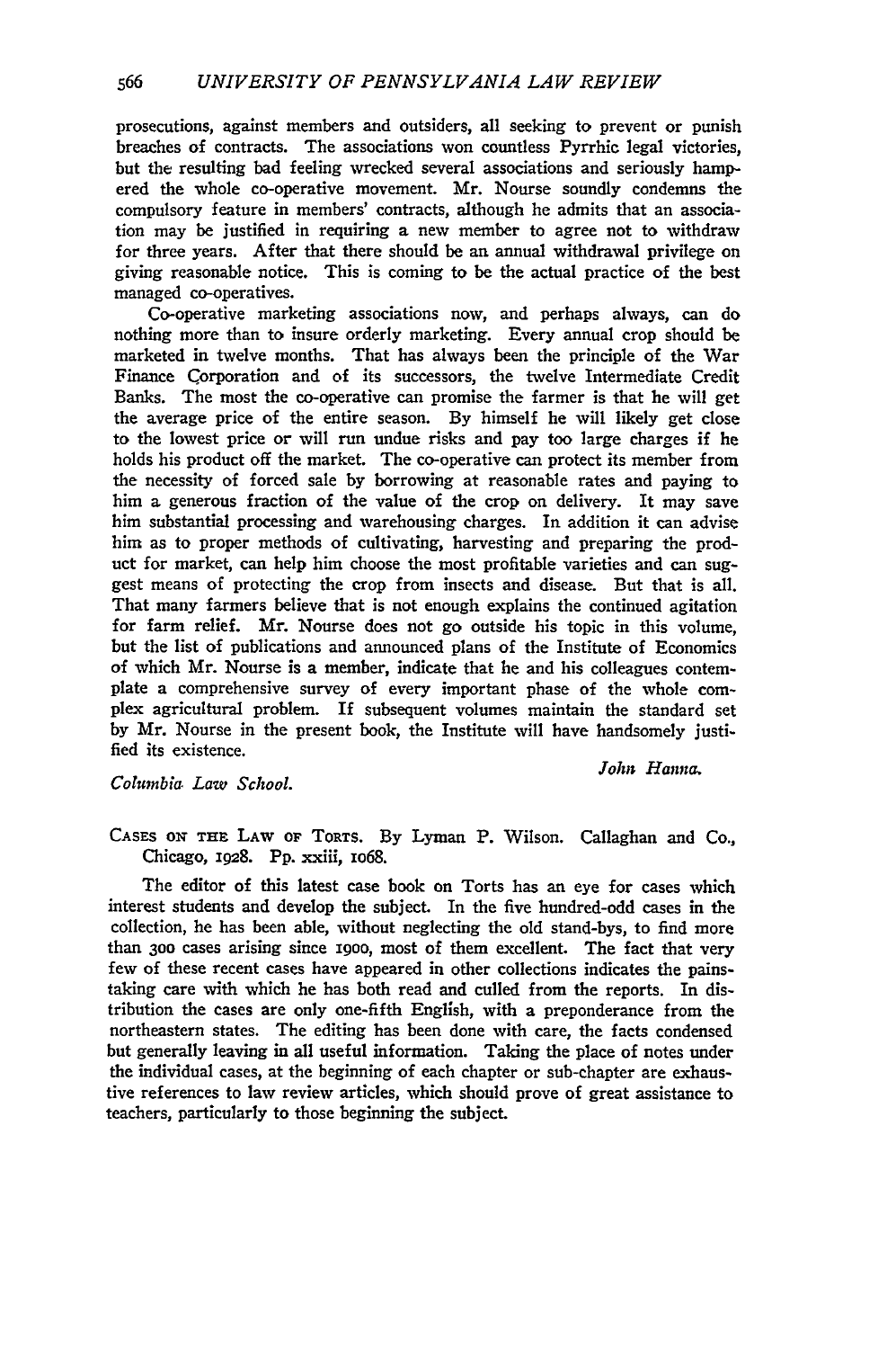prosecutions, against members and outsiders, all seeking to prevent or punish breaches of contracts. The associations won countless Pyrrhic legal victories, but the resulting bad feeling wrecked several associations and seriously hampered the whole co-operative movement. Mr. Nourse soundly condemns the compulsory feature in members' contracts, although he admits that an association may be justified in requiring a new member to agree not to withdraw for three years. After that there should be an annual withdrawal privilege on giving reasonable notice. This is coming to be the actual practice of the best managed co-operatives.

Co-operative marketing associations now, and perhaps always, can do nothing more than to insure orderly marketing. Every annual crop should be marketed in twelve months. That has always been the principle of the War Finance Corporation and of its successors, the twelve Intermediate Credit Banks. The most the co-operative can promise the farmer is that he will get the average price of the entire season. By himself he will likely get close to the lowest price or will run undue risks and pay too large charges if he holds his product off the market. The co-operative can protect its member from the necessity of forced sale by borrowing at reasonable rates and paying to him a generous fraction of the value of the crop on delivery. It may save him substantial processing and warehousing charges. In addition it can advise him as to proper methods of cultivating, harvesting and preparing the product for market, can help him choose the most profitable varieties and can suggest means of protecting the crop from insects and disease. But that is all. That many farmers believe that is not enough explains the continued agitation for farm relief. Mr. Nourse does not go outside his topic in this volume, but the list of publications and announced plans of the Institute of Economics of which Mr. Nourse is a member, indicate that he and his colleagues contemplate a comprehensive survey of every important phase of the whole complex agricultural problem. If subsequent volumes maintain the standard set by Mr. Nourse in the present book, the Institute will have handsomely justified its existence.

*John Hanna.*

*Columbia Law School.*

CASES ON THE LAW OF TORTS. By Lyman P. Wilson. Callaghan and Co., Chicago, 1928. Pp. xxiii, 1068.

The editor of this latest case book on Torts has an eye for cases which interest students and develop the subject. In the five hundred-odd cases in the collection, he has been able, without neglecting the old stand-bys, to find more than 300 cases arising since 1900, most of them excellent. The fact that very few of these recent cases have appeared in other collections indicates the painstaking care with which he has both read and culled from the reports. In distribution the cases are only one-fifth English, with a preponderance from the northeastern states. The editing has been done with care, the facts condensed but generally leaving in all useful information. Taking the place of notes under the individual cases, at the beginning of each chapter or sub-chapter are exhaustive references to law review articles, which should prove of great assistance to teachers, particularly to those beginning the subject.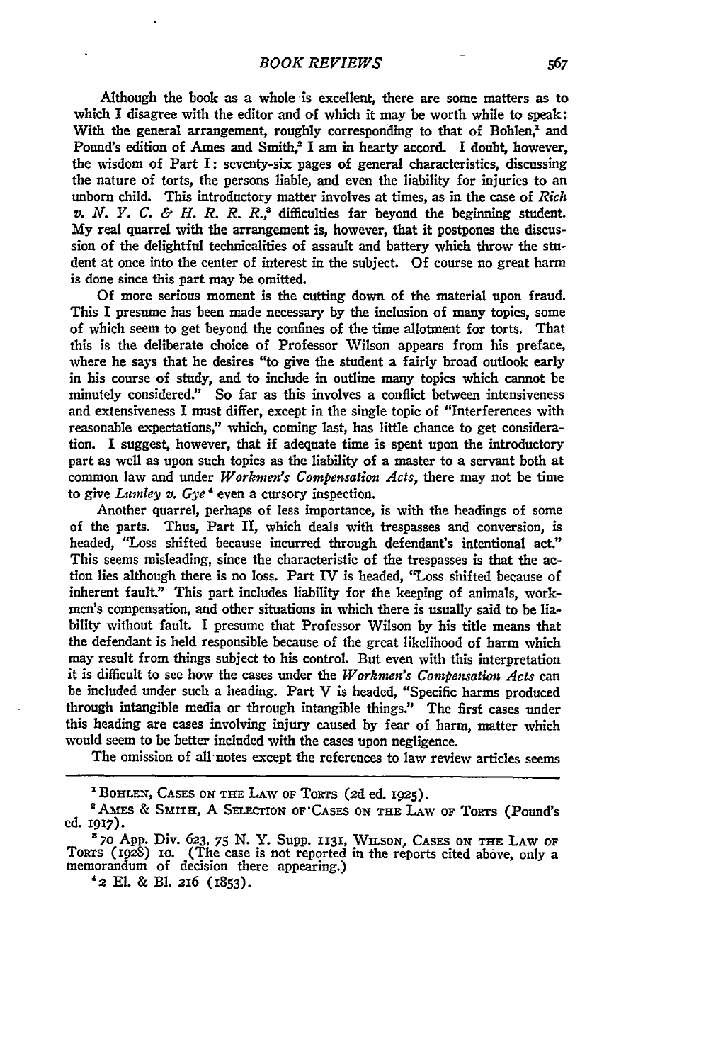Although the book as a whole is excellent, there are some matters as to which I disagree with the editor and of which it may be worth while to speak: With the general arrangement, roughly corresponding to that of Bohlen,[1] and Pound's edition of Ames and Smith,[2] I am in hearty accord. I doubt, however, the wisdom of Part I: seventy-six pages of general characteristics, discussing the nature of torts, the persons liable, and even the liability for injuries to an unborn child. This introductory matter involves at times, as in the case of *Rich v. N. Y. C. & H. R. R. R.*,[3] difficulties far beyond the beginning student. My real quarrel with the arrangement is, however, that it postpones the discussion of the delightful technicalities of assault and battery which throw the student at once into the center of interest in the subject. Of course no great harm is done since this part may be omitted.

Of more serious moment is the cutting down of the material upon fraud. This I presume has been made necessary by the inclusion of many topics, some of which seem to get beyond the confines of the time allotment for torts. That this is the deliberate choice of Professor Wilson appears from his preface, where he says that he desires "to give the student a fairly broad outlook early in his course of study, and to include in outline many topics which cannot be minutely considered." So far as this involves a conflict between intensiveness and extensiveness I must differ, except in the single topic of "Interferences with reasonable expectations," which, coming last, has little chance to get consideration. I suggest, however, that if adequate time is spent upon the introductory part as well as upon such topics as the liability of a master to a servant both at common law and under *Workmen's Compensation Acts*, there may not be time to give *Lumley v. Gye*[4] even a cursory inspection.

Another quarrel, perhaps of less importance, is with the headings of some of the parts. Thus, Part II, which deals with trespasses and conversion, is headed, "Loss shifted because incurred through defendant's intentional act." This seems misleading, since the characteristic of the trespasses is that the action lies although there is no loss. Part IV is headed, "Loss shifted because of inherent fault." This part includes liability for the keeping of animals, workmen's compensation, and other situations in which there is usually said to be liability without fault. I presume that Professor Wilson by his title means that the defendant is held responsible because of the great likelihood of harm which may result from things subject to his control. But even with this interpretation it is difficult to see how the cases under the *Workmen's Compensation Acts* can be included under such a heading. Part V is headed, "Specific harms produced through intangible media or through intangible things." The first cases under this heading are cases involving injury caused by fear of harm, matter which would seem to be better included with the cases upon negligence.

The omission of all notes except the references to law review articles seems

---

[1] BOHLEN, CASES ON THE LAW OF TORTS (2d ed. 1925).

[2] AMES & SMITH, A SELECTION OF CASES ON THE LAW OF TORTS (Pound's ed. 1917).

[3] 70 App. Div. 623, 75 N. Y. Supp. 1131, WILSON, CASES ON THE LAW OF TORTS (1928) 10. (The case is not reported in the reports cited above, only a memorandum of decision there appearing.)

[4] 2 El. & Bl. 216 (1853).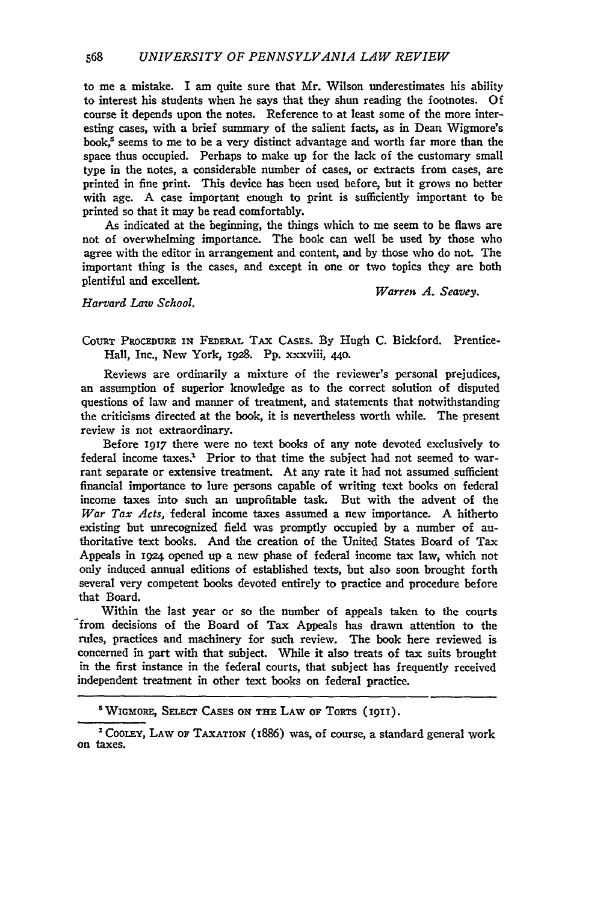to me a mistake. I am quite sure that Mr. Wilson underestimates his ability to interest his students when he says that they shun reading the footnotes. Of course it depends upon the notes. Reference to at least some of the more interesting cases, with a brief summary of the salient facts, as in Dean Wigmore's book,[5] seems to me to be a very distinct advantage and worth far more than the space thus occupied. Perhaps to make up for the lack of the customary small type in the notes, a considerable number of cases, or extracts from cases, are printed in fine print. This device has been used before, but it grows no better with age. A case important enough to print is sufficiently important to be printed so that it may be read comfortably.

As indicated at the beginning, the things which to me seem to be flaws are not of overwhelming importance. The book can well be used by those who agree with the editor in arrangement and content, and by those who do not. The important thing is the cases, and except in one or two topics they are both plentiful and excellent.

*Warren A. Seavey.*

*Harvard Law School.*

COURT PROCEDURE IN FEDERAL TAX CASES. By Hugh C. Bickford. Prentice-Hall, Inc., New York, 1928. Pp. xxxviii, 440.

Reviews are ordinarily a mixture of the reviewer's personal prejudices, an assumption of superior knowledge as to the correct solution of disputed questions of law and manner of treatment, and statements that notwithstanding the criticisms directed at the book, it is nevertheless worth while. The present review is not extraordinary.

Before 1917 there were no text books of any note devoted exclusively to federal income taxes.[1] Prior to that time the subject had not seemed to warrant separate or extensive treatment. At any rate it had not assumed sufficient financial importance to lure persons capable of writing text books on federal income taxes into such an unprofitable task. But with the advent of the *War Tax Acts,* federal income taxes assumed a new importance. A hitherto existing but unrecognized field was promptly occupied by a number of authoritative text books. And the creation of the United States Board of Tax Appeals in 1924 opened up a new phase of federal income tax law, which not only induced annual editions of established texts, but also soon brought forth several very competent books devoted entirely to practice and procedure before that Board.

Within the last year or so the number of appeals taken to the courts from decisions of the Board of Tax Appeals has drawn attention to the rules, practices and machinery for such review. The book here reviewed is concerned in part with that subject. While it also treats of tax suits brought in the first instance in the federal courts, that subject has frequently received independent treatment in other text books on federal practice.

---

[5] WIGMORE, SELECT CASES ON THE LAW OF TORTS (1911).

[1] COOLEY, LAW OF TAXATION (1886) was, of course, a standard general work on taxes.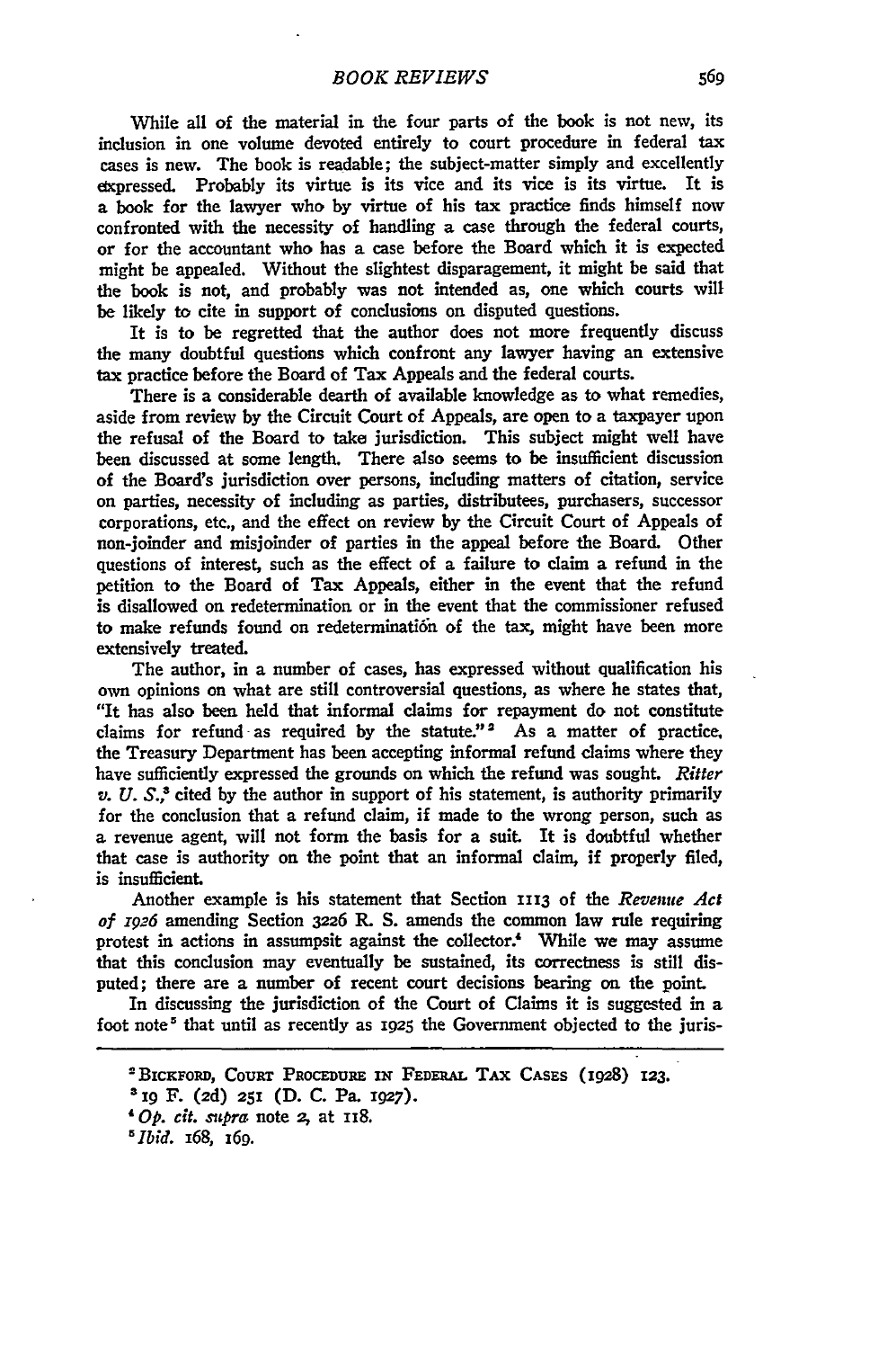While all of the material in the four parts of the book is not new, its inclusion in one volume devoted entirely to court procedure in federal tax cases is new. The book is readable; the subject-matter simply and excellently expressed. Probably its virtue is its vice and its vice is its virtue. It is a book for the lawyer who by virtue of his tax practice finds himself now confronted with the necessity of handling a case through the federal courts, or for the accountant who has a case before the Board which it is expected might be appealed. Without the slightest disparagement, it might be said that the book is not, and probably was not intended as, one which courts will be likely to cite in support of conclusions on disputed questions.

It is to be regretted that the author does not more frequently discuss the many doubtful questions which confront any lawyer having an extensive tax practice before the Board of Tax Appeals and the federal courts.

There is a considerable dearth of available knowledge as to what remedies, aside from review by the Circuit Court of Appeals, are open to a taxpayer upon the refusal of the Board to take jurisdiction. This subject might well have been discussed at some length. There also seems to be insufficient discussion of the Board's jurisdiction over persons, including matters of citation, service on parties, necessity of including as parties, distributees, purchasers, successor corporations, etc., and the effect on review by the Circuit Court of Appeals of non-joinder and misjoinder of parties in the appeal before the Board. Other questions of interest, such as the effect of a failure to claim a refund in the petition to the Board of Tax Appeals, either in the event that the refund is disallowed on redetermination or in the event that the commissioner refused to make refunds found on redetermination of the tax, might have been more extensively treated.

The author, in a number of cases, has expressed without qualification his own opinions on what are still controversial questions, as where he states that, "It has also been held that informal claims for repayment do not constitute claims for refund as required by the statute."[2] As a matter of practice, the Treasury Department has been accepting informal refund claims where they have sufficiently expressed the grounds on which the refund was sought. *Ritter v. U. S.*,[3] cited by the author in support of his statement, is authority primarily for the conclusion that a refund claim, if made to the wrong person, such as a revenue agent, will not form the basis for a suit. It is doubtful whether that case is authority on the point that an informal claim, if properly filed, is insufficient.

Another example is his statement that Section 1113 of the *Revenue Act of 1926* amending Section 3226 R. S. amends the common law rule requiring protest in actions in assumpsit against the collector.[4] While we may assume that this conclusion may eventually be sustained, its correctness is still disputed; there are a number of recent court decisions bearing on the point.

In discussing the jurisdiction of the Court of Claims it is suggested in a foot note[5] that until as recently as 1925 the Government objected to the juris-

---

[2] Bickford, Court Procedure in Federal Tax Cases (1928) 123.

[3] 19 F. (2d) 251 (D. C. Pa. 1927).

[4] *Op. cit. supra* note 2, at 118.

[5] *Ibid.* 168, 169.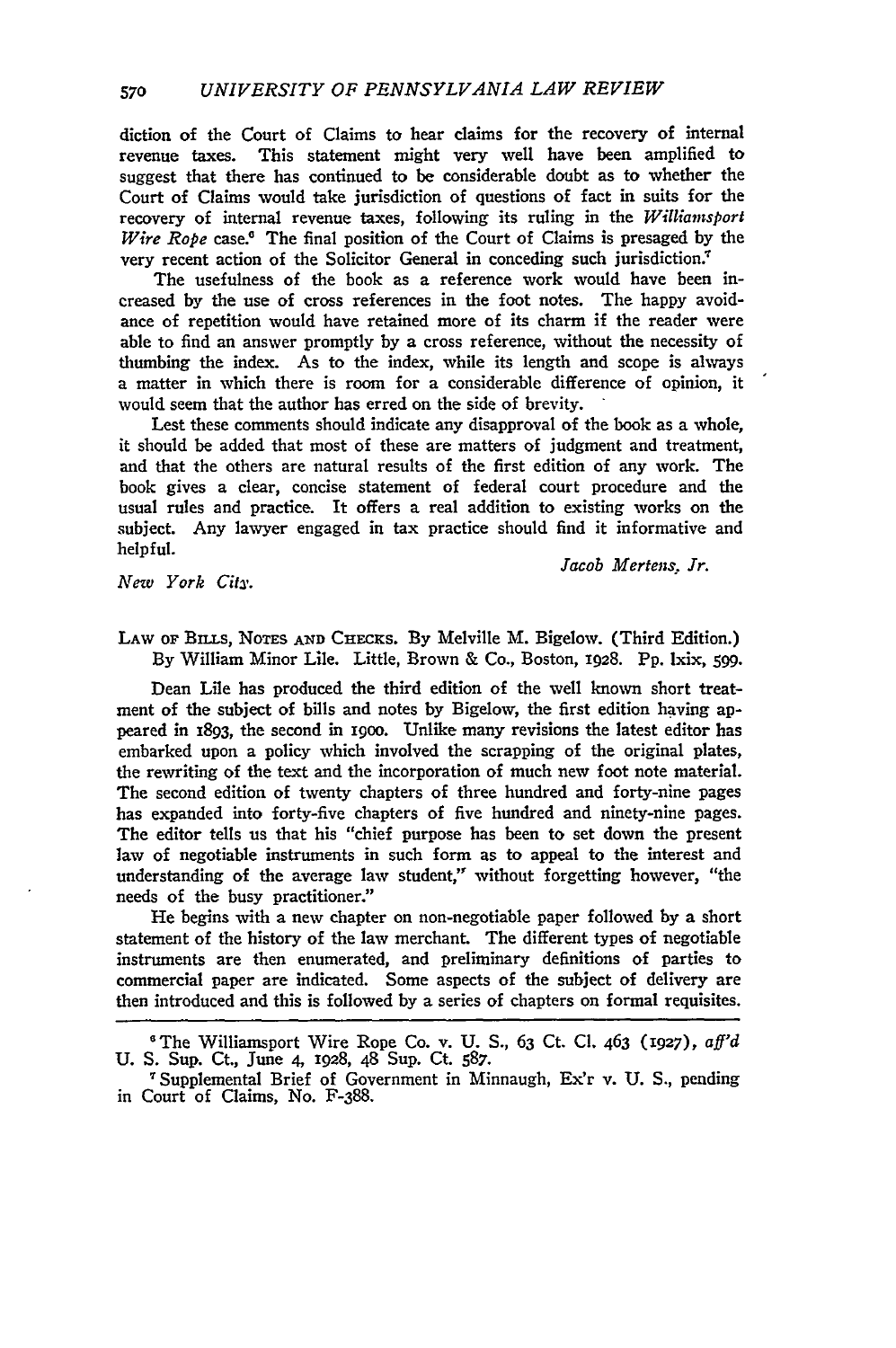diction of the Court of Claims to hear claims for the recovery of internal revenue taxes. This statement might very well have been amplified to suggest that there has continued to be considerable doubt as to whether the Court of Claims would take jurisdiction of questions of fact in suits for the recovery of internal revenue taxes, following its ruling in the *Williamsport Wire Rope* case.[6] The final position of the Court of Claims is presaged by the very recent action of the Solicitor General in conceding such jurisdiction.[7]

The usefulness of the book as a reference work would have been increased by the use of cross references in the foot notes. The happy avoidance of repetition would have retained more of its charm if the reader were able to find an answer promptly by a cross reference, without the necessity of thumbing the index. As to the index, while its length and scope is always a matter in which there is room for a considerable difference of opinion, it would seem that the author has erred on the side of brevity.

Lest these comments should indicate any disapproval of the book as a whole, it should be added that most of these are matters of judgment and treatment, and that the others are natural results of the first edition of any work. The book gives a clear, concise statement of federal court procedure and the usual rules and practice. It offers a real addition to existing works on the subject. Any lawyer engaged in tax practice should find it informative and helpful.

*Jacob Mertens, Jr.*

*New York City.*

LAW OF BILLS, NOTES AND CHECKS. By Melville M. Bigelow. (Third Edition.) By William Minor Lile. Little, Brown & Co., Boston, 1928. Pp. lxix, 599.

Dean Lile has produced the third edition of the well known short treatment of the subject of bills and notes by Bigelow, the first edition having appeared in 1893, the second in 1900. Unlike many revisions the latest editor has embarked upon a policy which involved the scrapping of the original plates, the rewriting of the text and the incorporation of much new foot note material. The second edition of twenty chapters of three hundred and forty-nine pages has expanded into forty-five chapters of five hundred and ninety-nine pages. The editor tells us that his "chief purpose has been to set down the present law of negotiable instruments in such form as to appeal to the interest and understanding of the average law student," without forgetting however, "the needs of the busy practitioner."

He begins with a new chapter on non-negotiable paper followed by a short statement of the history of the law merchant. The different types of negotiable instruments are then enumerated, and preliminary definitions of parties to commercial paper are indicated. Some aspects of the subject of delivery are then introduced and this is followed by a series of chapters on formal requisites.

[6] The Williamsport Wire Rope Co. v. U. S., 63 Ct. Cl. 463 (1927), *aff'd* U. S. Sup. Ct., June 4, 1928, 48 Sup. Ct. 587.

[7] Supplemental Brief of Government in Minnaugh, Ex'r v. U. S., pending in Court of Claims, No. F-388.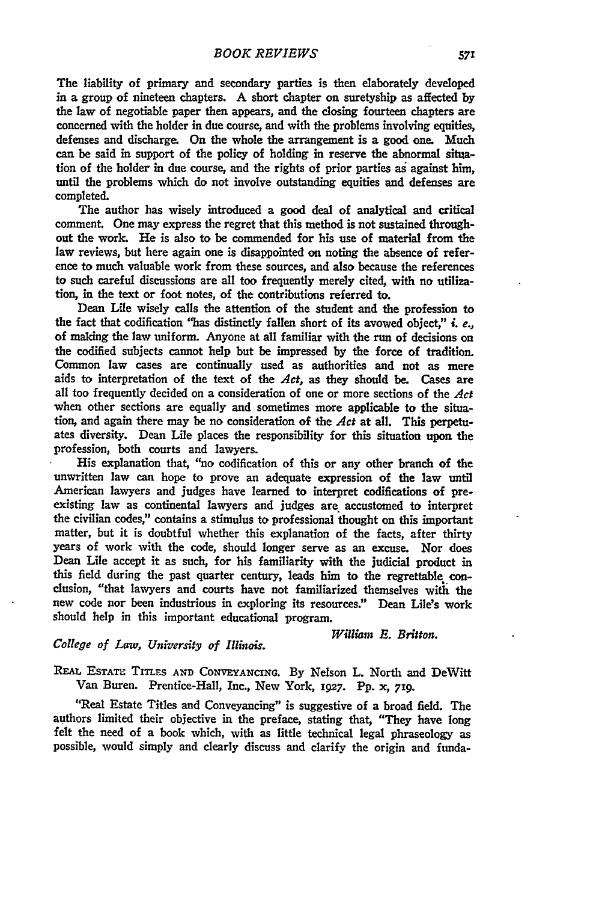The liability of primary and secondary parties is then elaborately developed in a group of nineteen chapters. A short chapter on suretyship as affected by the law of negotiable paper then appears, and the closing fourteen chapters are concerned with the holder in due course, and with the problems involving equities, defenses and discharge. On the whole the arrangement is a good one. Much can be said in support of the policy of holding in reserve the abnormal situation of the holder in due course, and the rights of prior parties as against him, until the problems which do not involve outstanding equities and defenses are completed.

The author has wisely introduced a good deal of analytical and critical comment. One may express the regret that this method is not sustained throughout the work. He is also to be commended for his use of material from the law reviews, but here again one is disappointed on noting the absence of reference to much valuable work from these sources, and also because the references to such careful discussions are all too frequently merely cited, with no utilization, in the text or foot notes, of the contributions referred to.

Dean Lile wisely calls the attention of the student and the profession to the fact that codification "has distinctly fallen short of its avowed object," *i. e.,* of making the law uniform. Anyone at all familiar with the run of decisions on the codified subjects cannot help but be impressed by the force of tradition. Common law cases are continually used as authorities and not as mere aids to interpretation of the text of the *Act,* as they should be. Cases are all too frequently decided on a consideration of one or more sections of the *Act* when other sections are equally and sometimes more applicable to the situation, and again there may be no consideration of the *Act* at all. This perpetuates diversity. Dean Lile places the responsibility for this situation upon the profession, both courts and lawyers.

His explanation that, "no codification of this or any other branch of the unwritten law can hope to prove an adequate expression of the law until American lawyers and judges have learned to interpret codifications of preexisting law as continental lawyers and judges are accustomed to interpret the civilian codes," contains a stimulus to professional thought on this important matter, but it is doubtful whether this explanation of the facts, after thirty years of work with the code, should longer serve as an excuse. Nor does Dean Lile accept it as such, for his familiarity with the judicial product in this field during the past quarter century, leads him to the regrettable conclusion, "that lawyers and courts have not familiarized themselves with the new code nor been industrious in exploring its resources." Dean Lile's work should help in this important educational program.

*William E. Britton.*

*College of Law, University of Illinois.*

REAL ESTATE TITLES AND CONVEYANCING. By Nelson L. North and DeWitt Van Buren. Prentice-Hall, Inc., New York, 1927. Pp. x, 719.

"Real Estate Titles and Conveyancing" is suggestive of a broad field. The authors limited their objective in the preface, stating that, "They have long felt the need of a book which, with as little technical legal phraseology as possible, would simply and clearly discuss and clarify the origin and funda-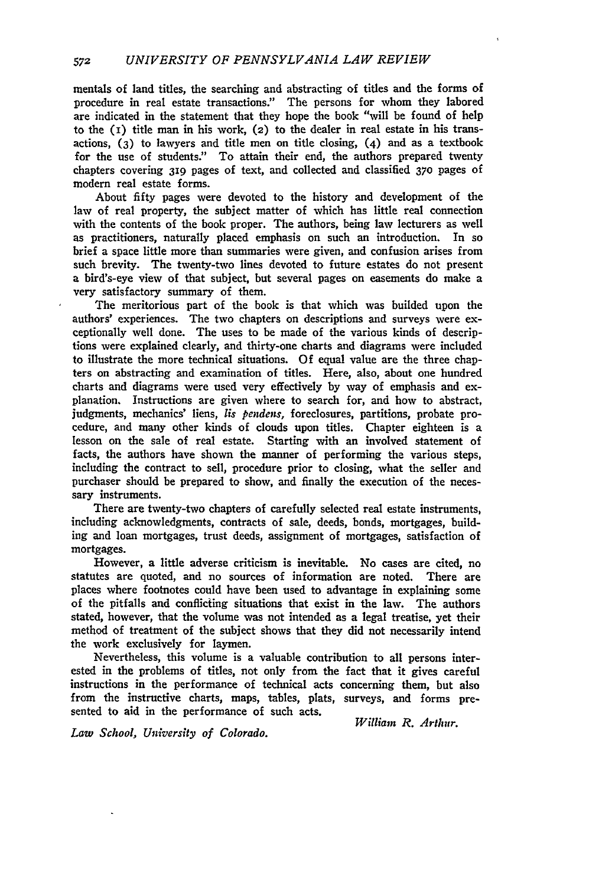mentals of land titles, the searching and abstracting of titles and the forms of procedure in real estate transactions." The persons for whom they labored are indicated in the statement that they hope the book "will be found of help to the (1) title man in his work, (2) to the dealer in real estate in his transactions, (3) to lawyers and title men on title closing, (4) and as a textbook for the use of students." To attain their end, the authors prepared twenty chapters covering 319 pages of text, and collected and classified 370 pages of modern real estate forms.

About fifty pages were devoted to the history and development of the law of real property, the subject matter of which has little real connection with the contents of the book proper. The authors, being law lecturers as well as practitioners, naturally placed emphasis on such an introduction. In so brief a space little more than summaries were given, and confusion arises from such brevity. The twenty-two lines devoted to future estates do not present a bird's-eye view of that subject, but several pages on easements do make a very satisfactory summary of them.

The meritorious part of the book is that which was builded upon the authors' experiences. The two chapters on descriptions and surveys were exceptionally well done. The uses to be made of the various kinds of descriptions were explained clearly, and thirty-one charts and diagrams were included to illustrate the more technical situations. Of equal value are the three chapters on abstracting and examination of titles. Here, also, about one hundred charts and diagrams were used very effectively by way of emphasis and explanation. Instructions are given where to search for, and how to abstract, judgments, mechanics' liens, *lis pendens*, foreclosures, partitions, probate procedure, and many other kinds of clouds upon titles. Chapter eighteen is a lesson on the sale of real estate. Starting with an involved statement of facts, the authors have shown the manner of performing the various steps, including the contract to sell, procedure prior to closing, what the seller and purchaser should be prepared to show, and finally the execution of the necessary instruments.

There are twenty-two chapters of carefully selected real estate instruments, including acknowledgments, contracts of sale, deeds, bonds, mortgages, building and loan mortgages, trust deeds, assignment of mortgages, satisfaction of mortgages.

However, a little adverse criticism is inevitable. No cases are cited, no statutes are quoted, and no sources of information are noted. There are places where footnotes could have been used to advantage in explaining some of the pitfalls and conflicting situations that exist in the law. The authors stated, however, that the volume was not intended as a legal treatise, yet their method of treatment of the subject shows that they did not necessarily intend the work exclusively for laymen.

Nevertheless, this volume is a valuable contribution to all persons interested in the problems of titles, not only from the fact that it gives careful instructions in the performance of technical acts concerning them, but also from the instructive charts, maps, tables, plats, surveys, and forms presented to aid in the performance of such acts.

*William R. Arthur.*

*Law School, University of Colorado.*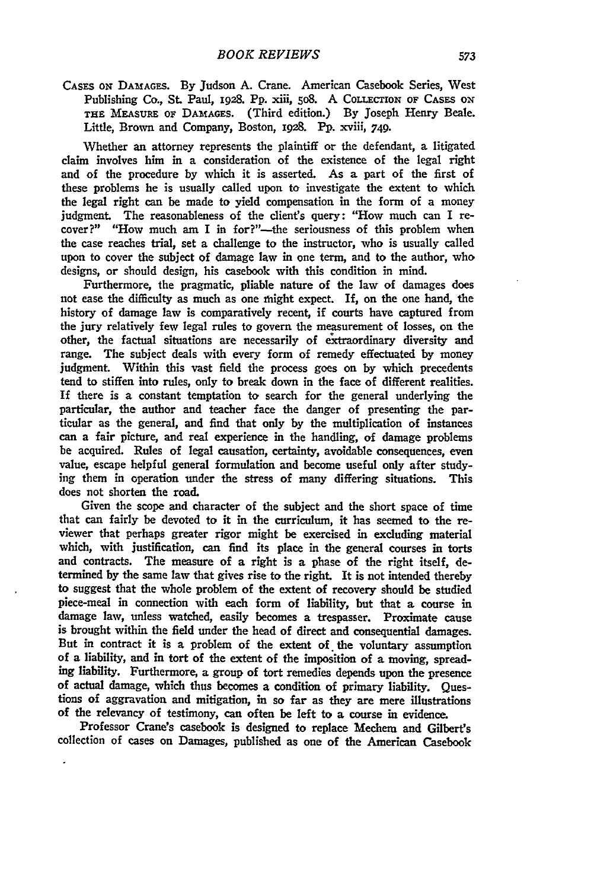CASES ON DAMAGES. By Judson A. Crane. American Casebook Series, West Publishing Co., St. Paul, 1928. Pp. xiii, 508. A COLLECTION OF CASES ON THE MEASURE OF DAMAGES. (Third edition.) By Joseph Henry Beale. Little, Brown and Company, Boston, 1928. Pp. xviii, 749.

Whether an attorney represents the plaintiff or the defendant, a litigated claim involves him in a consideration of the existence of the legal right and of the procedure by which it is asserted. As a part of the first of these problems he is usually called upon to investigate the extent to which the legal right can be made to yield compensation in the form of a money judgment. The reasonableness of the client's query: "How much can I recover?" "How much am I in for?"—the seriousness of this problem when the case reaches trial, set a challenge to the instructor, who is usually called upon to cover the subject of damage law in one term, and to the author, who designs, or should design, his casebook with this condition in mind.

Furthermore, the pragmatic, pliable nature of the law of damages does not ease the difficulty as much as one might expect. If, on the one hand, the history of damage law is comparatively recent, if courts have captured from the jury relatively few legal rules to govern the measurement of losses, on the other, the factual situations are necessarily of extraordinary diversity and range. The subject deals with every form of remedy effectuated by money judgment. Within this vast field the process goes on by which precedents tend to stiffen into rules, only to break down in the face of different realities. If there is a constant temptation to search for the general underlying the particular, the author and teacher face the danger of presenting the particular as the general, and find that only by the multiplication of instances can a fair picture, and real experience in the handling, of damage problems be acquired. Rules of legal causation, certainty, avoidable consequences, even value, escape helpful general formulation and become useful only after studying them in operation under the stress of many differing situations. This does not shorten the road.

Given the scope and character of the subject and the short space of time that can fairly be devoted to it in the curriculum, it has seemed to the reviewer that perhaps greater rigor might be exercised in excluding material which, with justification, can find its place in the general courses in torts and contracts. The measure of a right is a phase of the right itself, determined by the same law that gives rise to the right. It is not intended thereby to suggest that the whole problem of the extent of recovery should be studied piece-meal in connection with each form of liability, but that a course in damage law, unless watched, easily becomes a trespasser. Proximate cause is brought within the field under the head of direct and consequential damages. But in contract it is a problem of the extent of the voluntary assumption of a liability, and in tort of the extent of the imposition of a moving, spreading liability. Furthermore, a group of tort remedies depends upon the presence of actual damage, which thus becomes a condition of primary liability. Questions of aggravation and mitigation, in so far as they are mere illustrations of the relevancy of testimony, can often be left to a course in evidence.

Professor Crane's casebook is designed to replace Mechem and Gilbert's collection of cases on Damages, published as one of the American Casebook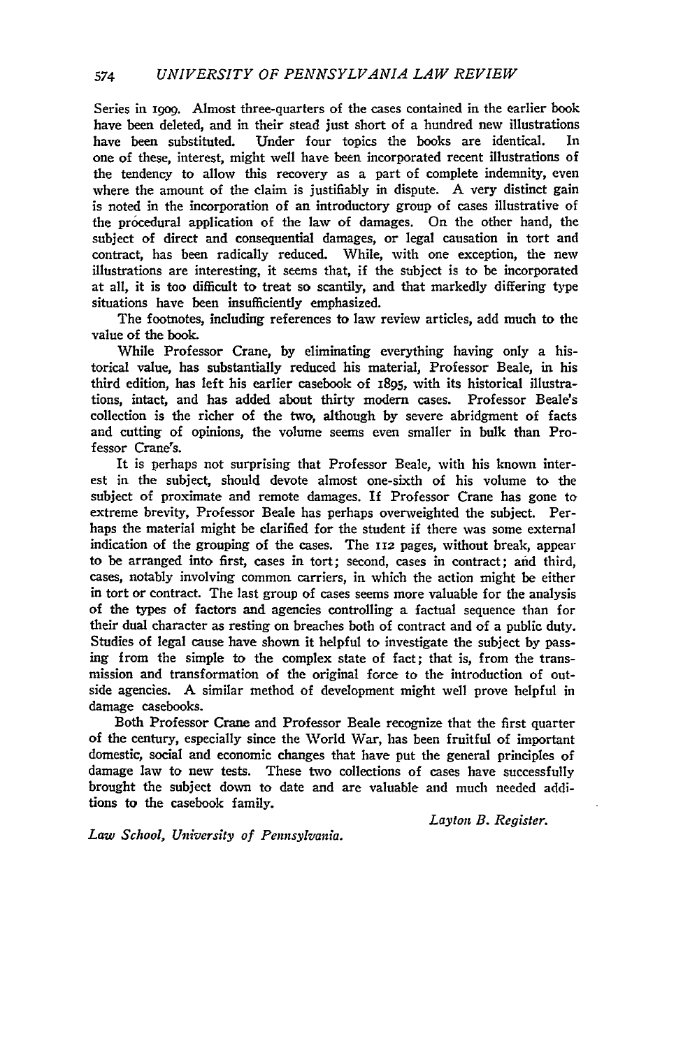Series in 1909. Almost three-quarters of the cases contained in the earlier book have been deleted, and in their stead just short of a hundred new illustrations have been substituted. Under four topics the books are identical. In one of these, interest, might well have been incorporated recent illustrations of the tendency to allow this recovery as a part of complete indemnity, even where the amount of the claim is justifiably in dispute. A very distinct gain is noted in the incorporation of an introductory group of cases illustrative of the prócedural application of the law of damages. On the other hand, the subject of direct and consequential damages, or legal causation in tort and contract, has been radically reduced. While, with one exception, the new illustrations are interesting, it seems that, if the subject is to be incorporated at all, it is too difficult to treat so scantily, and that markedly differing type situations have been insufficiently emphasized.

The footnotes, including references to law review articles, add much to the value of the book.

While Professor Crane, by eliminating everything having only a historical value, has substantially reduced his material, Professor Beale, in his third edition, has left his earlier casebook of 1895, with its historical illustrations, intact, and has added about thirty modern cases. Professor Beale's collection is the richer of the two, although by severe abridgment of facts and cutting of opinions, the volume seems even smaller in bulk than Professor Crane's.

It is perhaps not surprising that Professor Beale, with his known interest in the subject, should devote almost one-sixth of his volume to the subject of proximate and remote damages. If Professor Crane has gone to extreme brevity, Professor Beale has perhaps overweighted the subject. Perhaps the material might be clarified for the student if there was some external indication of the grouping of the cases. The 112 pages, without break, appear to be arranged into first, cases in tort; second, cases in contract; and third, cases, notably involving common carriers, in which the action might be either in tort or contract. The last group of cases seems more valuable for the analysis of the types of factors and agencies controlling a factual sequence than for their dual character as resting on breaches both of contract and of a public duty. Studies of legal cause have shown it helpful to investigate the subject by passing from the simple to the complex state of fact; that is, from the transmission and transformation of the original force to the introduction of outside agencies. A similar method of development might well prove helpful in damage casebooks.

Both Professor Crane and Professor Beale recognize that the first quarter of the century, especially since the World War, has been fruitful of important domestic, social and economic changes that have put the general principles of damage law to new tests. These two collections of cases have successfully brought the subject down to date and are valuable and much needed additions to the casebook family.

*Layton B. Register.*

*Law School, University of Pennsylvania.*